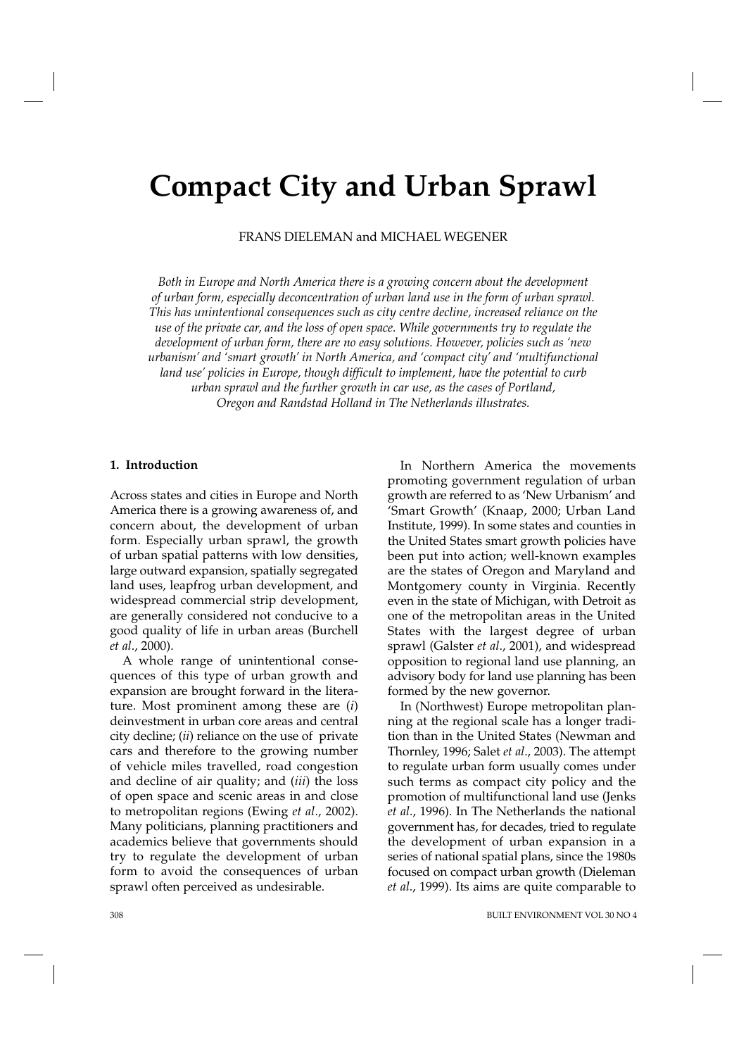# Compact City and Urban Sprawl

FRANS DIELEMAN and MICHAEL WEGENER

*Both in Europe and North America there is a growing concern about the development of urban form, especially deconcentration of urban land use in the form of urban sprawl. This has unintentional consequences such as city centre decline, increased reliance on the use of the private car, and the loss of open space. While governments try to regulate the development of urban form, there are no easy solutions. However, policies such as 'new urbanism' and 'smart growth' in North America, and 'compact city' and 'multifunctional land use' policies in Europe, though difficult to implement, have the potential to curb urban sprawl and the further growth in car use, as the cases of Portland, Oregon and Randstad Holland in The Netherlands illustrates.*

## 1. Introduction

Across states and cities in Europe and North America there is a growing awareness of, and concern about, the development of urban form. Especially urban sprawl, the growth of urban spatial patterns with low densities, large outward expansion, spatially segregated land uses, leapfrog urban development, and widespread commercial strip development, are generally considered not conducive to a good quality of life in urban areas (Burchell *et al*., 2000).

A whole range of unintentional consequences of this type of urban growth and expansion are brought forward in the literature. Most prominent among these are (*i*) deinvestment in urban core areas and central city decline; (*ii*) reliance on the use of private cars and therefore to the growing number of vehicle miles travelled, road congestion and decline of air quality; and (*iii*) the loss of open space and scenic areas in and close to metropolitan regions (Ewing *et al*., 2002). Many politicians, planning practitioners and academics believe that governments should try to regulate the development of urban form to avoid the consequences of urban sprawl often perceived as undesirable.

In Northern America the movements promoting government regulation of urban growth are referred to as 'New Urbanism' and 'Smart Growth' (Knaap, 2000; Urban Land Institute, 1999). In some states and counties in the United States smart growth policies have been put into action; well-known examples are the states of Oregon and Maryland and Montgomery county in Virginia. Recently even in the state of Michigan, with Detroit as one of the metropolitan areas in the United States with the largest degree of urban sprawl (Galster *et al*., 2001), and widespread opposition to regional land use planning, an advisory body for land use planning has been formed by the new governor.

In (Northwest) Europe metropolitan planning at the regional scale has a longer tradition than in the United States (Newman and Thornley, 1996; Salet *et al*., 2003). The attempt to regulate urban form usually comes under such terms as compact city policy and the promotion of multifunctional land use (Jenks *et al*., 1996). In The Netherlands the national government has, for decades, tried to regulate the development of urban expansion in a series of national spatial plans, since the 1980s focused on compact urban growth (Dieleman *et al*., 1999). Its aims are quite comparable to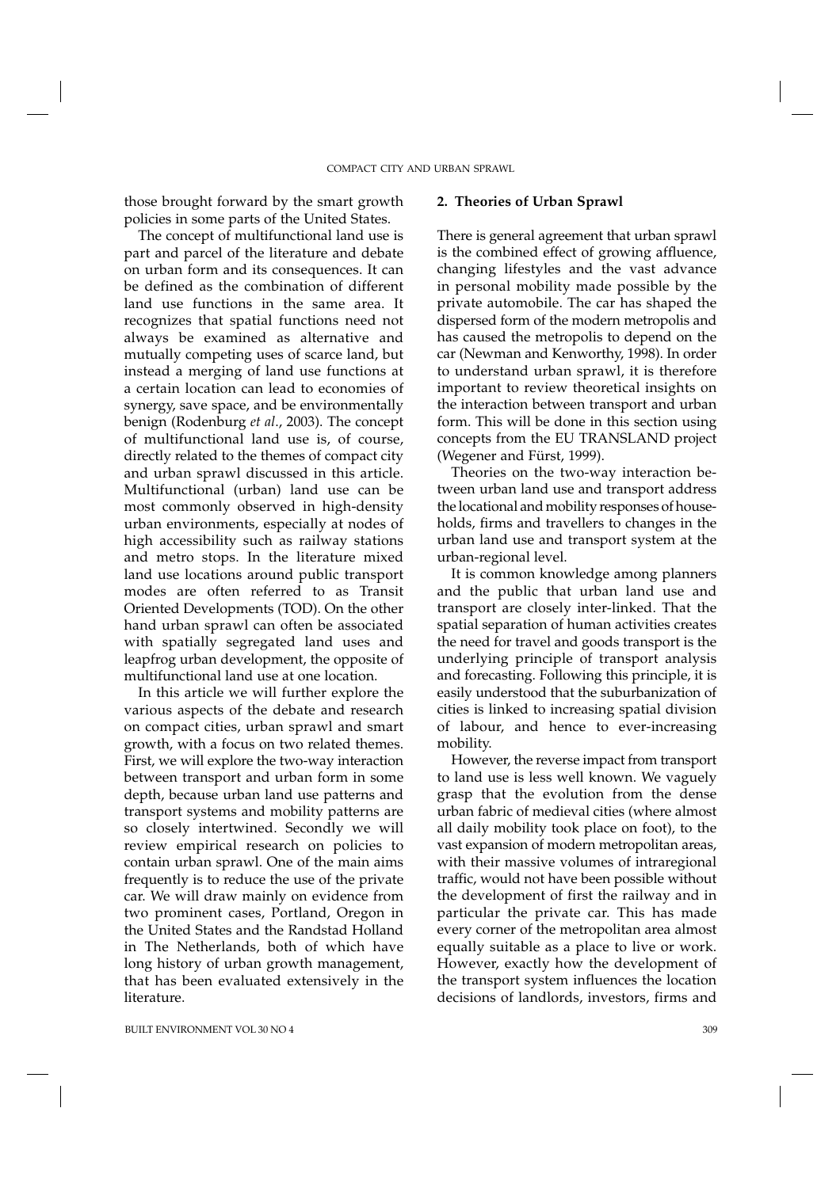those brought forward by the smart growth policies in some parts of the United States.

The concept of multifunctional land use is part and parcel of the literature and debate on urban form and its consequences. It can be defined as the combination of different land use functions in the same area. It recognizes that spatial functions need not always be examined as alternative and mutually competing uses of scarce land, but instead a merging of land use functions at a certain location can lead to economies of synergy, save space, and be environmentally benign (Rodenburg *et al*., 2003). The concept of multifunctional land use is, of course, directly related to the themes of compact city and urban sprawl discussed in this article. Multifunctional (urban) land use can be most commonly observed in high-density urban environments, especially at nodes of high accessibility such as railway stations and metro stops. In the literature mixed land use locations around public transport modes are often referred to as Transit Oriented Developments (TOD). On the other hand urban sprawl can often be associated with spatially segregated land uses and leapfrog urban development, the opposite of multifunctional land use at one location.

In this article we will further explore the various aspects of the debate and research on compact cities, urban sprawl and smart growth, with a focus on two related themes. First, we will explore the two-way interaction between transport and urban form in some depth, because urban land use patterns and transport systems and mobility patterns are so closely intertwined. Secondly we will review empirical research on policies to contain urban sprawl. One of the main aims frequently is to reduce the use of the private car. We will draw mainly on evidence from two prominent cases, Portland, Oregon in the United States and the Randstad Holland in The Netherlands, both of which have long history of urban growth management, that has been evaluated extensively in the literature.

## 2. Theories of Urban Sprawl

There is general agreement that urban sprawl is the combined effect of growing affluence, changing lifestyles and the vast advance in personal mobility made possible by the private automobile. The car has shaped the dispersed form of the modern metropolis and has caused the metropolis to depend on the car (Newman and Kenworthy, 1998). In order to understand urban sprawl, it is therefore important to review theoretical insights on the interaction between transport and urban form. This will be done in this section using concepts from the EU TRANSLAND project (Wegener and Fürst, 1999).

Theories on the two-way interaction between urban land use and transport address the locational and mobility responses of households, firms and travellers to changes in the urban land use and transport system at the urban-regional level.

It is common knowledge among planners and the public that urban land use and transport are closely inter-linked. That the spatial separation of human activities creates the need for travel and goods transport is the underlying principle of transport analysis and forecasting. Following this principle, it is easily understood that the suburbanization of cities is linked to increasing spatial division of labour, and hence to ever-increasing mobility.

However, the reverse impact from transport to land use is less well known. We vaguely grasp that the evolution from the dense urban fabric of medieval cities (where almost all daily mobility took place on foot), to the vast expansion of modern metropolitan areas, with their massive volumes of intraregional traffic, would not have been possible without the development of first the railway and in particular the private car. This has made every corner of the metropolitan area almost equally suitable as a place to live or work. However, exactly how the development of the transport system influences the location decisions of landlords, investors, firms and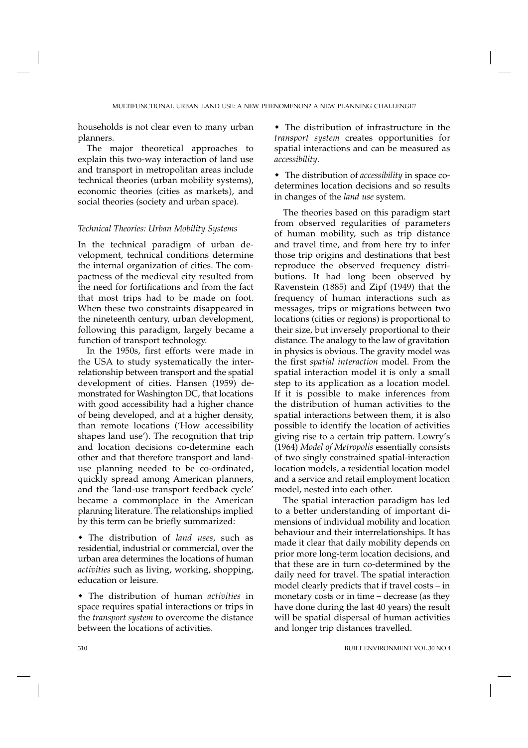households is not clear even to many urban planners.

The major theoretical approaches to explain this two-way interaction of land use and transport in metropolitan areas include technical theories (urban mobility systems), economic theories (cities as markets), and social theories (society and urban space).

### *Technical Theories: Urban Mobility Systems*

In the technical paradigm of urban development, technical conditions determine the internal organization of cities. The compactness of the medieval city resulted from the need for fortifications and from the fact that most trips had to be made on foot. When these two constraints disappeared in the nineteenth century, urban development, following this paradigm, largely became a function of transport technology.

In the 1950s, first efforts were made in the USA to study systematically the interrelationship between transport and the spatial development of cities. Hansen (1959) demonstrated for Washington DC, that locations with good accessibility had a higher chance of being developed, and at a higher density, than remote locations ('How accessibility shapes land use'). The recognition that trip and location decisions co-determine each other and that therefore transport and land-use planning needed to be co-ordinated, quickly spread among American planners, and the 'land-use transport feedback cycle' became a commonplace in the American planning literature. The relationships implied by this term can be briefly summarized:

- The distribution of *land uses*, such as residential, industrial or commercial, over the urban area determines the locations of human *activities* such as living, working, shopping, education or leisure.
- The distribution of human *activities* in space requires spatial interactions or trips in the *transport system* to overcome the distance between the locations of activities.
- The distribution of infrastructure in the *transport system* creates opportunities for spatial interactions and can be measured as *accessibility*.
- The distribution of *accessibility* in space co-determines location decisions and so results in changes of the *land use* system.

The theories based on this paradigm start from observed regularities of parameters of human mobility, such as trip distance and travel time, and from here try to infer those trip origins and destinations that best reproduce the observed frequency distributions. It had long been observed by Ravenstein (1885) and Zipf (1949) that the frequency of human interactions such as messages, trips or migrations between two locations (cities or regions) is proportional to their size, but inversely proportional to their distance. The analogy to the law of gravitation in physics is obvious. The gravity model was the first *spatial interaction* model. From the spatial interaction model it is only a small step to its application as a location model. If it is possible to make inferences from the distribution of human activities to the spatial interactions between them, it is also possible to identify the location of activities giving rise to a certain trip pattern. Lowry's (1964) *Model of Metropolis* essentially consists of two singly constrained spatial-interaction location models, a residential location model and a service and retail employment location model, nested into each other.

The spatial interaction paradigm has led to a better understanding of important dimensions of individual mobility and location behaviour and their interrelationships. It has made it clear that daily mobility depends on prior more long-term location decisions, and that these are in turn co-determined by the daily need for travel. The spatial interaction model clearly predicts that if travel costs – in monetary costs or in time – decrease (as they have done during the last 40 years) the result will be spatial dispersal of human activities and longer trip distances travelled.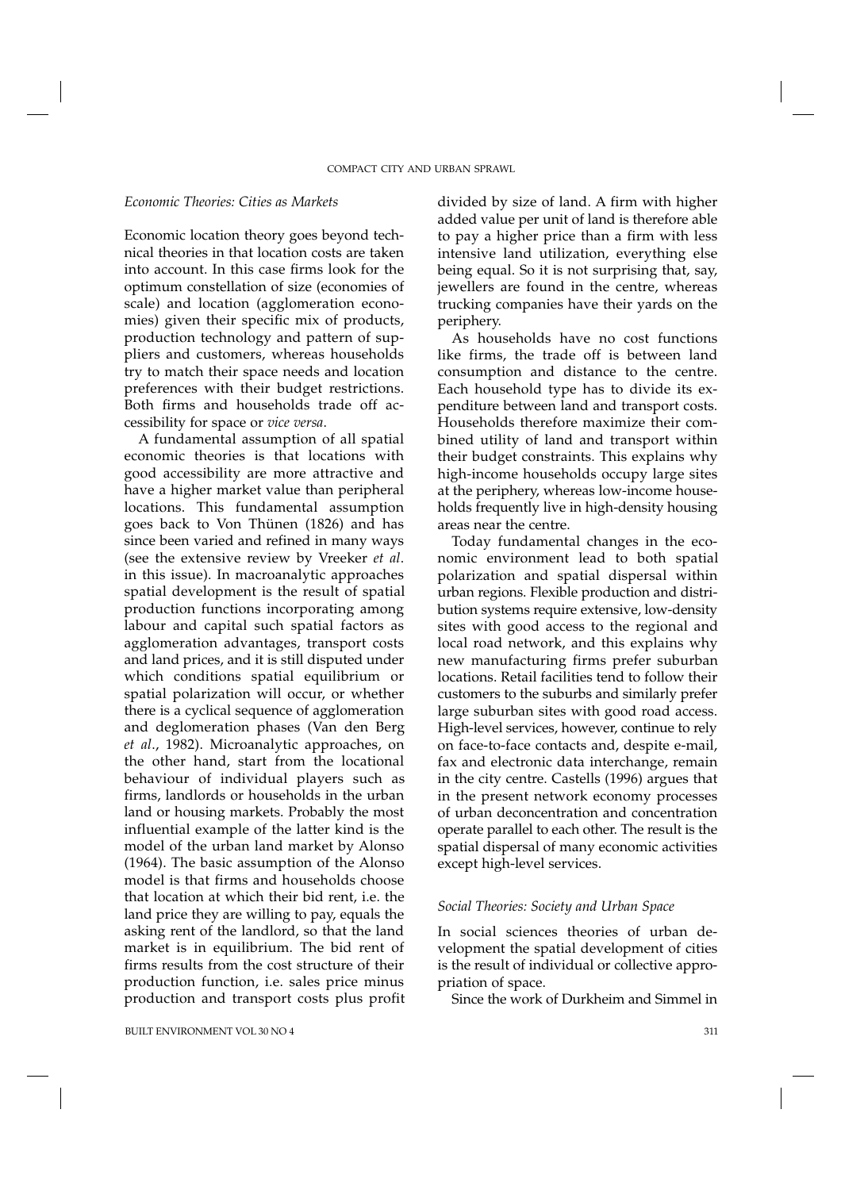### *Economic Theories: Cities as Markets*

Economic location theory goes beyond technical theories in that location costs are taken into account. In this case firms look for the optimum constellation of size (economies of scale) and location (agglomeration economies) given their specific mix of products, production technology and pattern of suppliers and customers, whereas households try to match their space needs and location preferences with their budget restrictions. Both firms and households trade off accessibility for space or *vice versa*.

A fundamental assumption of all spatial economic theories is that locations with good accessibility are more attractive and have a higher market value than peripheral locations. This fundamental assumption goes back to Von Thünen (1826) and has since been varied and refined in many ways (see the extensive review by Vreeker *et al*. in this issue). In macroanalytic approaches spatial development is the result of spatial production functions incorporating among labour and capital such spatial factors as agglomeration advantages, transport costs and land prices, and it is still disputed under which conditions spatial equilibrium or spatial polarization will occur, or whether there is a cyclical sequence of agglomeration and deglomeration phases (Van den Berg *et al*., 1982). Microanalytic approaches, on the other hand, start from the locational behaviour of individual players such as firms, landlords or households in the urban land or housing markets. Probably the most influential example of the latter kind is the model of the urban land market by Alonso (1964). The basic assumption of the Alonso model is that firms and households choose that location at which their bid rent, i.e. the land price they are willing to pay, equals the asking rent of the landlord, so that the land market is in equilibrium. The bid rent of firms results from the cost structure of their production function, i.e. sales price minus production and transport costs plus profit divided by size of land. A firm with higher added value per unit of land is therefore able to pay a higher price than a firm with less intensive land utilization, everything else being equal. So it is not surprising that, say, jewellers are found in the centre, whereas trucking companies have their yards on the periphery.

As households have no cost functions like firms, the trade off is between land consumption and distance to the centre. Each household type has to divide its expenditure between land and transport costs. Households therefore maximize their combined utility of land and transport within their budget constraints. This explains why high-income households occupy large sites at the periphery, whereas low-income households frequently live in high-density housing areas near the centre.

Today fundamental changes in the economic environment lead to both spatial polarization and spatial dispersal within urban regions. Flexible production and distribution systems require extensive, low-density sites with good access to the regional and local road network, and this explains why new manufacturing firms prefer suburban locations. Retail facilities tend to follow their customers to the suburbs and similarly prefer large suburban sites with good road access. High-level services, however, continue to rely on face-to-face contacts and, despite e-mail, fax and electronic data interchange, remain in the city centre. Castells (1996) argues that in the present network economy processes of urban deconcentration and concentration operate parallel to each other. The result is the spatial dispersal of many economic activities except high-level services.

### *Social Theories: Society and Urban Space*

In social sciences theories of urban development the spatial development of cities is the result of individual or collective appropriation of space.

Since the work of Durkheim and Simmel in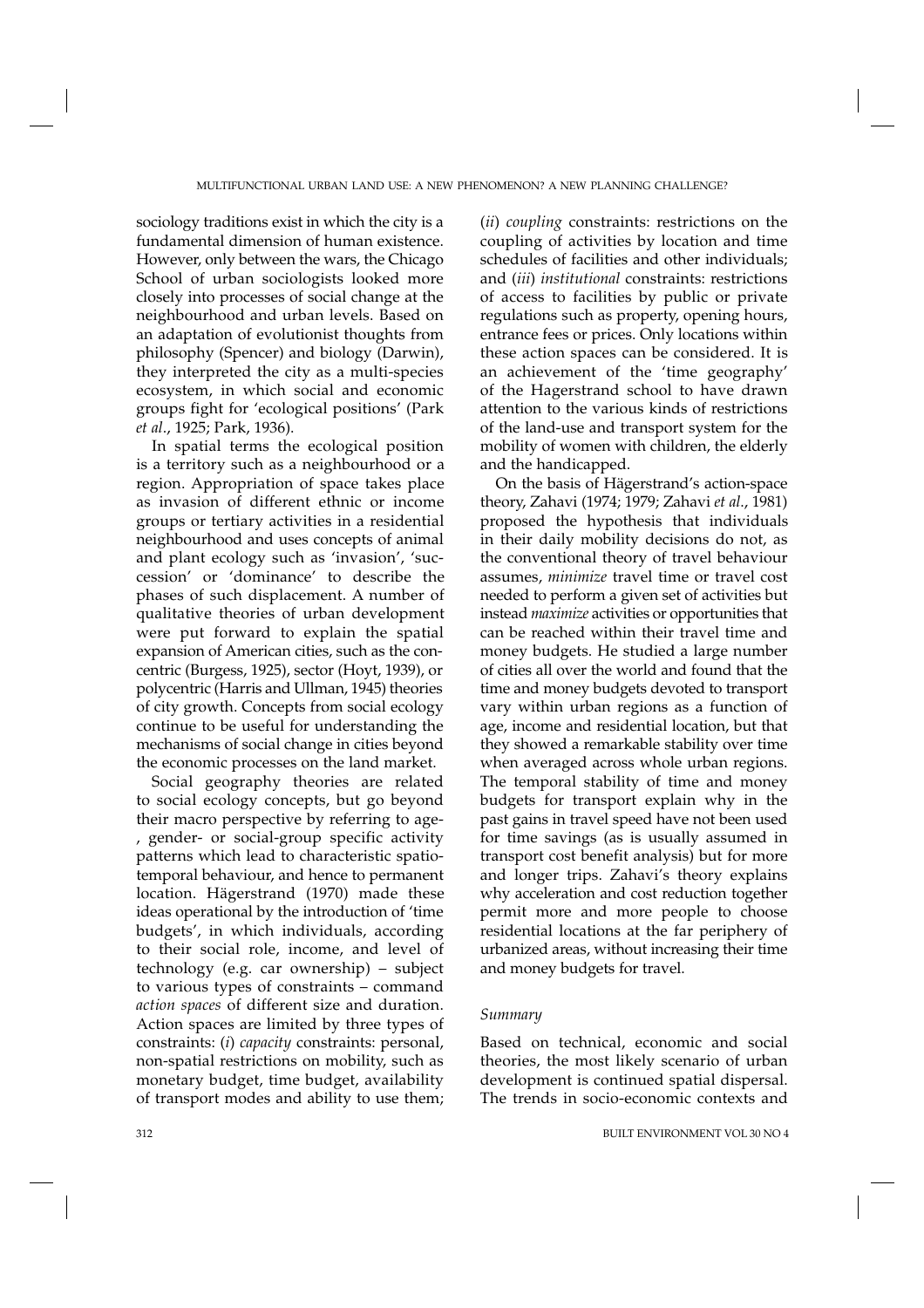sociology traditions exist in which the city is a fundamental dimension of human existence. However, only between the wars, the Chicago School of urban sociologists looked more closely into processes of social change at the neighbourhood and urban levels. Based on an adaptation of evolutionist thoughts from philosophy (Spencer) and biology (Darwin), they interpreted the city as a multi-species ecosystem, in which social and economic groups fight for 'ecological positions' (Park *et al*., 1925; Park, 1936).

In spatial terms the ecological position is a territory such as a neighbourhood or a region. Appropriation of space takes place as invasion of different ethnic or income groups or tertiary activities in a residential neighbourhood and uses concepts of animal and plant ecology such as 'invasion', 'succession' or 'dominance' to describe the phases of such displacement. A number of qualitative theories of urban development were put forward to explain the spatial expansion of American cities, such as the concentric (Burgess, 1925), sector (Hoyt, 1939), or polycentric (Harris and Ullman, 1945) theories of city growth. Concepts from social ecology continue to be useful for understanding the mechanisms of social change in cities beyond the economic processes on the land market.

Social geography theories are related to social ecology concepts, but go beyond their macro perspective by referring to age-, gender- or social-group specific activity patterns which lead to characteristic spatio-temporal behaviour, and hence to permanent location. Hägerstrand (1970) made these ideas operational by the introduction of 'time budgets', in which individuals, according to their social role, income, and level of technology (e.g. car ownership) – subject to various types of constraints – command *action spaces* of different size and duration. Action spaces are limited by three types of constraints: (*i*) *capacity* constraints: personal, non-spatial restrictions on mobility, such as monetary budget, time budget, availability of transport modes and ability to use them; (*ii*) *coupling* constraints: restrictions on the coupling of activities by location and time schedules of facilities and other individuals; and (*iii*) *institutional* constraints: restrictions of access to facilities by public or private regulations such as property, opening hours, entrance fees or prices. Only locations within these action spaces can be considered. It is an achievement of the 'time geography' of the Hagerstrand school to have drawn attention to the various kinds of restrictions of the land-use and transport system for the mobility of women with children, the elderly and the handicapped.

On the basis of Hägerstrand's action-space theory, Zahavi (1974; 1979; Zahavi *et al*., 1981) proposed the hypothesis that individuals in their daily mobility decisions do not, as the conventional theory of travel behaviour assumes, *minimize* travel time or travel cost needed to perform a given set of activities but instead *maximize* activities or opportunities that can be reached within their travel time and money budgets. He studied a large number of cities all over the world and found that the time and money budgets devoted to transport vary within urban regions as a function of age, income and residential location, but that they showed a remarkable stability over time when averaged across whole urban regions. The temporal stability of time and money budgets for transport explain why in the past gains in travel speed have not been used for time savings (as is usually assumed in transport cost benefit analysis) but for more and longer trips. Zahavi's theory explains why acceleration and cost reduction together permit more and more people to choose residential locations at the far periphery of urbanized areas, without increasing their time and money budgets for travel.

### *Summary*

Based on technical, economic and social theories, the most likely scenario of urban development is continued spatial dispersal. The trends in socio-economic contexts and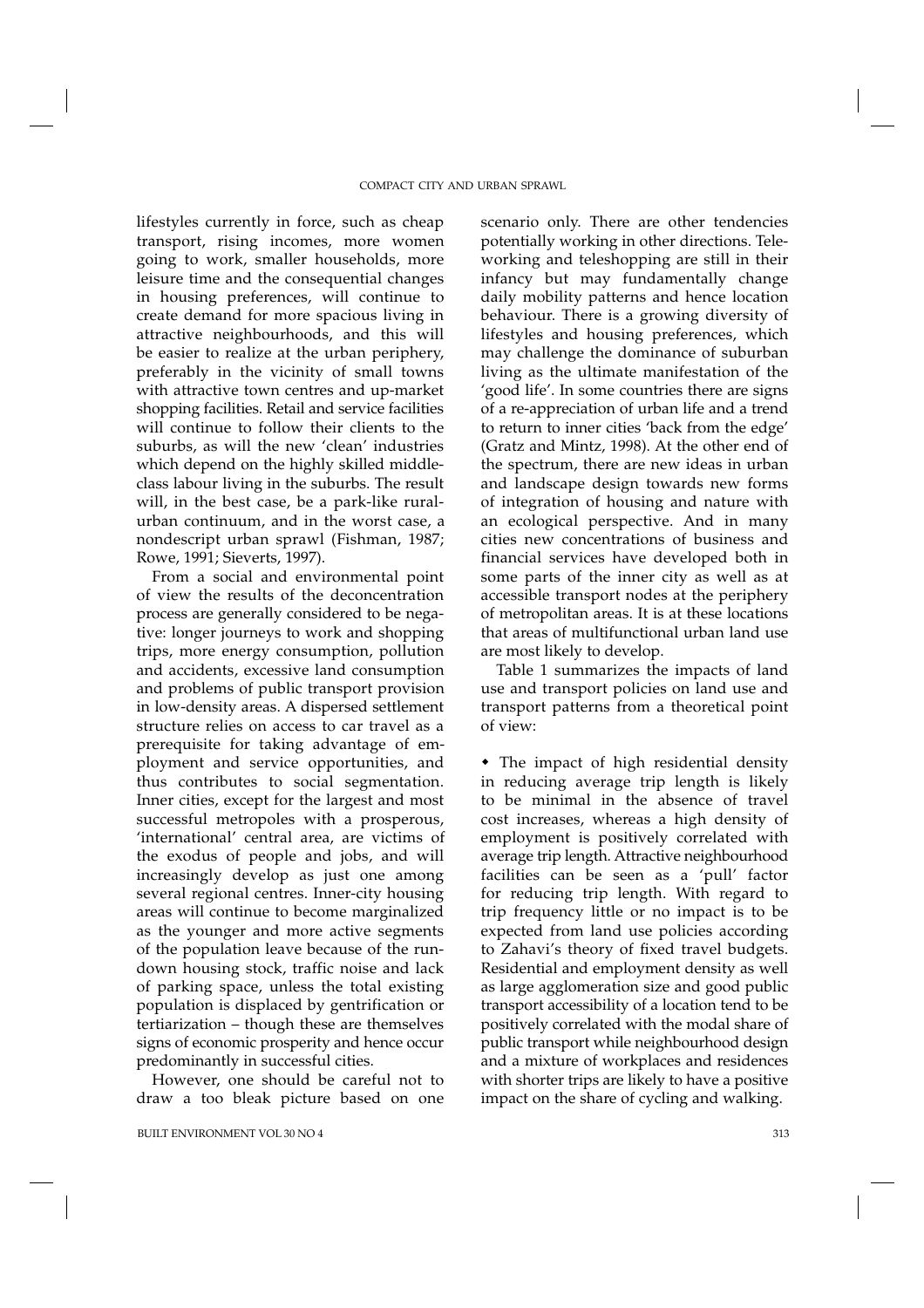lifestyles currently in force, such as cheap transport, rising incomes, more women going to work, smaller households, more leisure time and the consequential changes in housing preferences, will continue to create demand for more spacious living in attractive neighbourhoods, and this will be easier to realize at the urban periphery, preferably in the vicinity of small towns with attractive town centres and up-market shopping facilities. Retail and service facilities will continue to follow their clients to the suburbs, as will the new 'clean' industries which depend on the highly skilled middle-class labour living in the suburbs. The result will, in the best case, be a park-like rural-urban continuum, and in the worst case, a nondescript urban sprawl (Fishman, 1987; Rowe, 1991; Sieverts, 1997).

From a social and environmental point of view the results of the deconcentration process are generally considered to be negative: longer journeys to work and shopping trips, more energy consumption, pollution and accidents, excessive land consumption and problems of public transport provision in low-density areas. A dispersed settlement structure relies on access to car travel as a prerequisite for taking advantage of employment and service opportunities, and thus contributes to social segmentation. Inner cities, except for the largest and most successful metropoles with a prosperous, 'international' central area, are victims of the exodus of people and jobs, and will increasingly develop as just one among several regional centres. Inner-city housing areas will continue to become marginalized as the younger and more active segments of the population leave because of the run-down housing stock, traffic noise and lack of parking space, unless the total existing population is displaced by gentrification or tertiarization – though these are themselves signs of economic prosperity and hence occur predominantly in successful cities.

However, one should be careful not to draw a too bleak picture based on one scenario only. There are other tendencies potentially working in other directions. Teleworking and teleshopping are still in their infancy but may fundamentally change daily mobility patterns and hence location behaviour. There is a growing diversity of lifestyles and housing preferences, which may challenge the dominance of suburban living as the ultimate manifestation of the 'good life'. In some countries there are signs of a re-appreciation of urban life and a trend to return to inner cities 'back from the edge' (Gratz and Mintz, 1998). At the other end of the spectrum, there are new ideas in urban and landscape design towards new forms of integration of housing and nature with an ecological perspective. And in many cities new concentrations of business and financial services have developed both in some parts of the inner city as well as at accessible transport nodes at the periphery of metropolitan areas. It is at these locations that areas of multifunctional urban land use are most likely to develop.

Table 1 summarizes the impacts of land use and transport policies on land use and transport patterns from a theoretical point of view:

- The impact of high residential density in reducing average trip length is likely to be minimal in the absence of travel cost increases, whereas a high density of employment is positively correlated with average trip length. Attractive neighbourhood facilities can be seen as a 'pull' factor for reducing trip length. With regard to trip frequency little or no impact is to be expected from land use policies according to Zahavi's theory of fixed travel budgets. Residential and employment density as well as large agglomeration size and good public transport accessibility of a location tend to be positively correlated with the modal share of public transport while neighbourhood design and a mixture of workplaces and residences with shorter trips are likely to have a positive impact on the share of cycling and walking.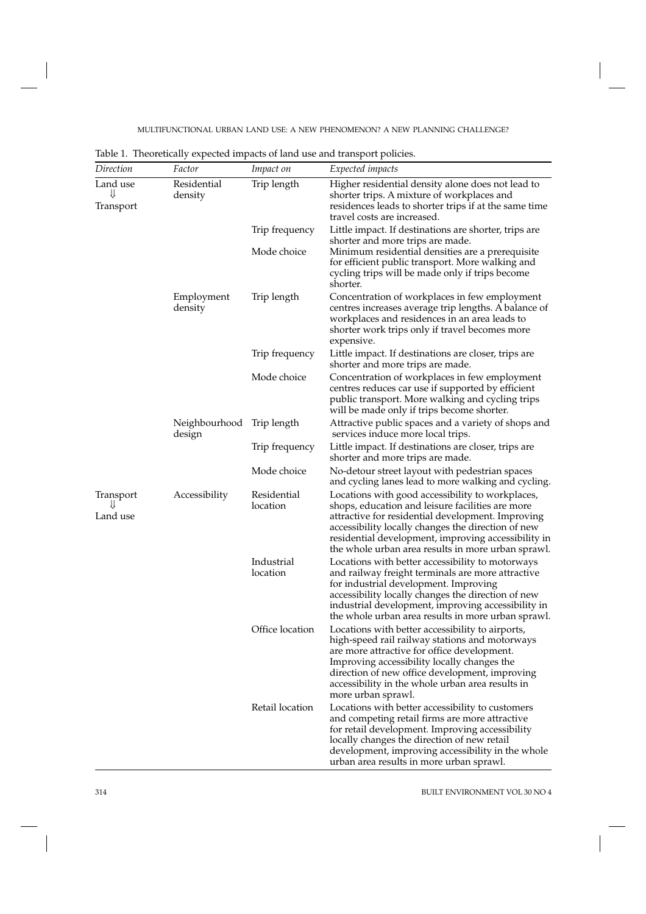Table 1. Theoretically expected impacts of land use and transport policies.

| *Direction* | *Factor* | *Impact on* | *Expected impacts* |
|---|---|---|---|
| Land use ⇓ Transport | Residential density | Trip length | Higher residential density alone does not lead to shorter trips. A mixture of workplaces and residences leads to shorter trips if at the same time travel costs are increased. |
| | | Trip frequency | Little impact. If destinations are shorter, trips are shorter and more trips are made. |
| | | Mode choice | Minimum residential densities are a prerequisite for efficient public transport. More walking and cycling trips will be made only if trips become shorter. |
| | Employment density | Trip length | Concentration of workplaces in few employment centres increases average trip lengths. A balance of workplaces and residences in an area leads to shorter work trips only if travel becomes more expensive. |
| | | Trip frequency | Little impact. If destinations are closer, trips are shorter and more trips are made. |
| | | Mode choice | Concentration of workplaces in few employment centres reduces car use if supported by efficient public transport. More walking and cycling trips will be made only if trips become shorter. |
| | Neighbourhood design | Trip length | Attractive public spaces and a variety of shops and services induce more local trips. |
| | | Trip frequency | Little impact. If destinations are closer, trips are shorter and more trips are made. |
| | | Mode choice | No-detour street layout with pedestrian spaces and cycling lanes lead to more walking and cycling. |
| Transport ⇓ Land use | Accessibility | Residential location | Locations with good accessibility to workplaces, shops, education and leisure facilities are more attractive for residential development. Improving accessibility locally changes the direction of new residential development, improving accessibility in the whole urban area results in more urban sprawl. |
| | | Industrial location | Locations with better accessibility to motorways and railway freight terminals are more attractive for industrial development. Improving accessibility locally changes the direction of new industrial development, improving accessibility in the whole urban area results in more urban sprawl. |
| | | Office location | Locations with better accessibility to airports, high-speed rail railway stations and motorways are more attractive for office development. Improving accessibility locally changes the direction of new office development, improving accessibility in the whole urban area results in more urban sprawl. |
| | | Retail location | Locations with better accessibility to customers and competing retail firms are more attractive for retail development. Improving accessibility locally changes the direction of new retail development, improving accessibility in the whole urban area results in more urban sprawl. |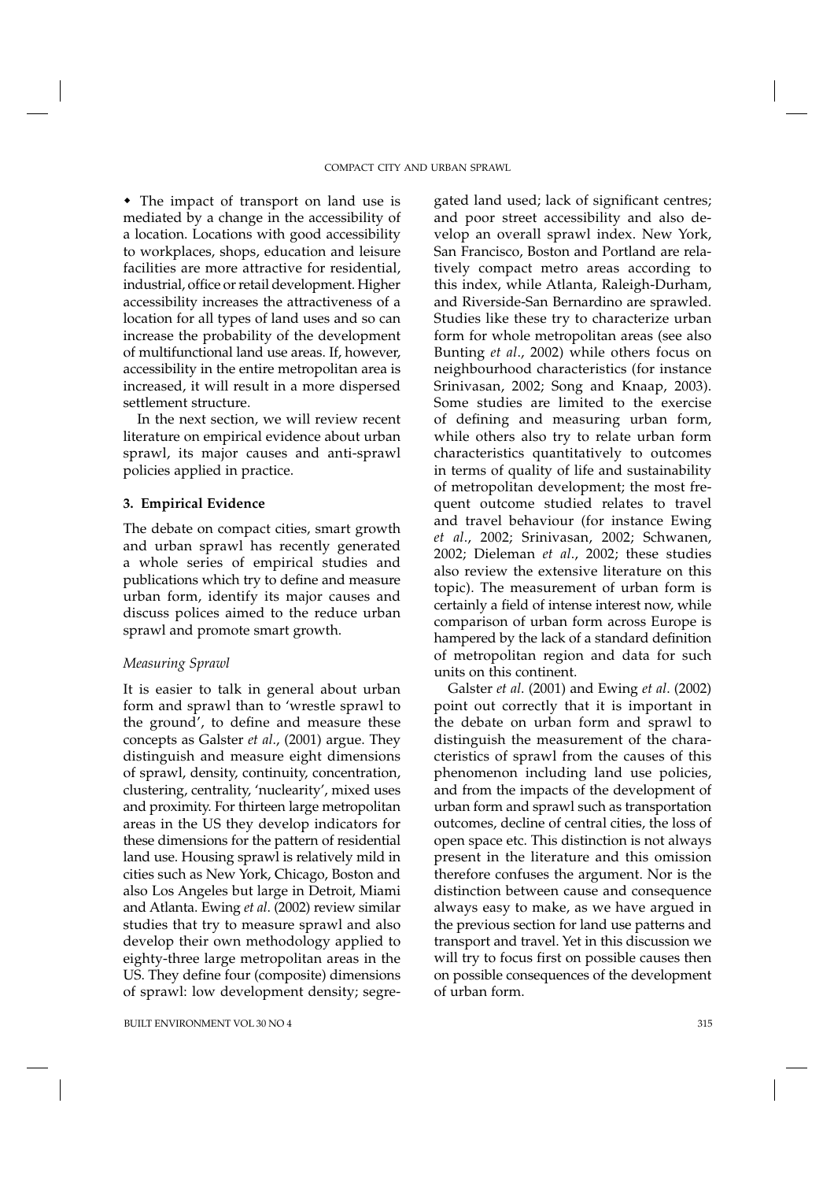- The impact of transport on land use is mediated by a change in the accessibility of a location. Locations with good accessibility to workplaces, shops, education and leisure facilities are more attractive for residential, industrial, office or retail development. Higher accessibility increases the attractiveness of a location for all types of land uses and so can increase the probability of the development of multifunctional land use areas. If, however, accessibility in the entire metropolitan area is increased, it will result in a more dispersed settlement structure.

In the next section, we will review recent literature on empirical evidence about urban sprawl, its major causes and anti-sprawl policies applied in practice.

## 3. Empirical Evidence

The debate on compact cities, smart growth and urban sprawl has recently generated a whole series of empirical studies and publications which try to define and measure urban form, identify its major causes and discuss polices aimed to the reduce urban sprawl and promote smart growth.

### *Measuring Sprawl*

It is easier to talk in general about urban form and sprawl than to 'wrestle sprawl to the ground', to define and measure these concepts as Galster *et al*., (2001) argue. They distinguish and measure eight dimensions of sprawl, density, continuity, concentration, clustering, centrality, 'nuclearity', mixed uses and proximity. For thirteen large metropolitan areas in the US they develop indicators for these dimensions for the pattern of residential land use. Housing sprawl is relatively mild in cities such as New York, Chicago, Boston and also Los Angeles but large in Detroit, Miami and Atlanta. Ewing *et al*. (2002) review similar studies that try to measure sprawl and also develop their own methodology applied to eighty-three large metropolitan areas in the US. They define four (composite) dimensions of sprawl: low development density; segregated land used; lack of significant centres; and poor street accessibility and also develop an overall sprawl index. New York, San Francisco, Boston and Portland are relatively compact metro areas according to this index, while Atlanta, Raleigh-Durham, and Riverside-San Bernardino are sprawled. Studies like these try to characterize urban form for whole metropolitan areas (see also Bunting *et al*., 2002) while others focus on neighbourhood characteristics (for instance Srinivasan, 2002; Song and Knaap, 2003). Some studies are limited to the exercise of defining and measuring urban form, while others also try to relate urban form characteristics quantitatively to outcomes in terms of quality of life and sustainability of metropolitan development; the most frequent outcome studied relates to travel and travel behaviour (for instance Ewing *et al*., 2002; Srinivasan, 2002; Schwanen, 2002; Dieleman *et al*., 2002; these studies also review the extensive literature on this topic). The measurement of urban form is certainly a field of intense interest now, while comparison of urban form across Europe is hampered by the lack of a standard definition of metropolitan region and data for such units on this continent.

Galster *et al*. (2001) and Ewing *et al*. (2002) point out correctly that it is important in the debate on urban form and sprawl to distinguish the measurement of the characteristics of sprawl from the causes of this phenomenon including land use policies, and from the impacts of the development of urban form and sprawl such as transportation outcomes, decline of central cities, the loss of open space etc. This distinction is not always present in the literature and this omission therefore confuses the argument. Nor is the distinction between cause and consequence always easy to make, as we have argued in the previous section for land use patterns and transport and travel. Yet in this discussion we will try to focus first on possible causes then on possible consequences of the development of urban form.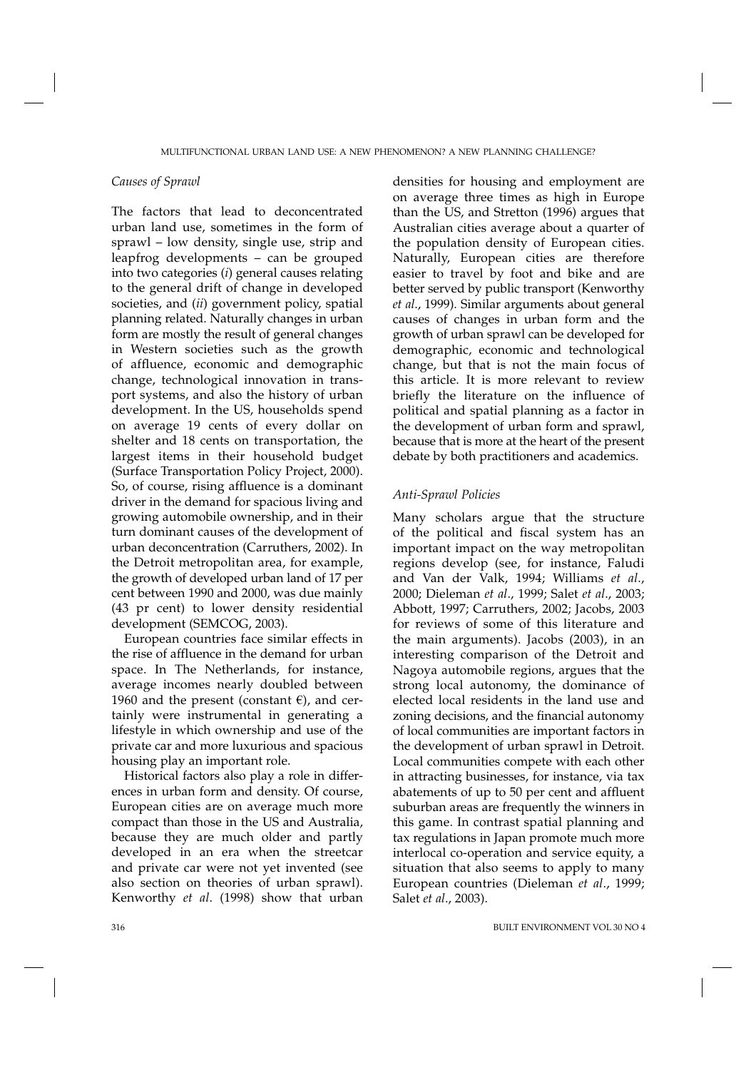### *Causes of Sprawl*

The factors that lead to deconcentrated urban land use, sometimes in the form of sprawl – low density, single use, strip and leapfrog developments – can be grouped into two categories (*i*) general causes relating to the general drift of change in developed societies, and (*ii*) government policy, spatial planning related. Naturally changes in urban form are mostly the result of general changes in Western societies such as the growth of affluence, economic and demographic change, technological innovation in transport systems, and also the history of urban development. In the US, households spend on average 19 cents of every dollar on shelter and 18 cents on transportation, the largest items in their household budget (Surface Transportation Policy Project, 2000). So, of course, rising affluence is a dominant driver in the demand for spacious living and growing automobile ownership, and in their turn dominant causes of the development of urban deconcentration (Carruthers, 2002). In the Detroit metropolitan area, for example, the growth of developed urban land of 17 per cent between 1990 and 2000, was due mainly (43 pr cent) to lower density residential development (SEMCOG, 2003).

European countries face similar effects in the rise of affluence in the demand for urban space. In The Netherlands, for instance, average incomes nearly doubled between 1960 and the present (constant €), and certainly were instrumental in generating a lifestyle in which ownership and use of the private car and more luxurious and spacious housing play an important role.

Historical factors also play a role in differences in urban form and density. Of course, European cities are on average much more compact than those in the US and Australia, because they are much older and partly developed in an era when the streetcar and private car were not yet invented (see also section on theories of urban sprawl). Kenworthy *et al*. (1998) show that urban densities for housing and employment are on average three times as high in Europe than the US, and Stretton (1996) argues that Australian cities average about a quarter of the population density of European cities. Naturally, European cities are therefore easier to travel by foot and bike and are better served by public transport (Kenworthy *et al*., 1999). Similar arguments about general causes of changes in urban form and the growth of urban sprawl can be developed for demographic, economic and technological change, but that is not the main focus of this article. It is more relevant to review briefly the literature on the influence of political and spatial planning as a factor in the development of urban form and sprawl, because that is more at the heart of the present debate by both practitioners and academics.

### *Anti-Sprawl Policies*

Many scholars argue that the structure of the political and fiscal system has an important impact on the way metropolitan regions develop (see, for instance, Faludi and Van der Valk, 1994; Williams *et al*., 2000; Dieleman *et al*., 1999; Salet *et al*., 2003; Abbott, 1997; Carruthers, 2002; Jacobs, 2003 for reviews of some of this literature and the main arguments). Jacobs (2003), in an interesting comparison of the Detroit and Nagoya automobile regions, argues that the strong local autonomy, the dominance of elected local residents in the land use and zoning decisions, and the financial autonomy of local communities are important factors in the development of urban sprawl in Detroit. Local communities compete with each other in attracting businesses, for instance, via tax abatements of up to 50 per cent and affluent suburban areas are frequently the winners in this game. In contrast spatial planning and tax regulations in Japan promote much more interlocal co-operation and service equity, a situation that also seems to apply to many European countries (Dieleman *et al*., 1999; Salet *et al*., 2003).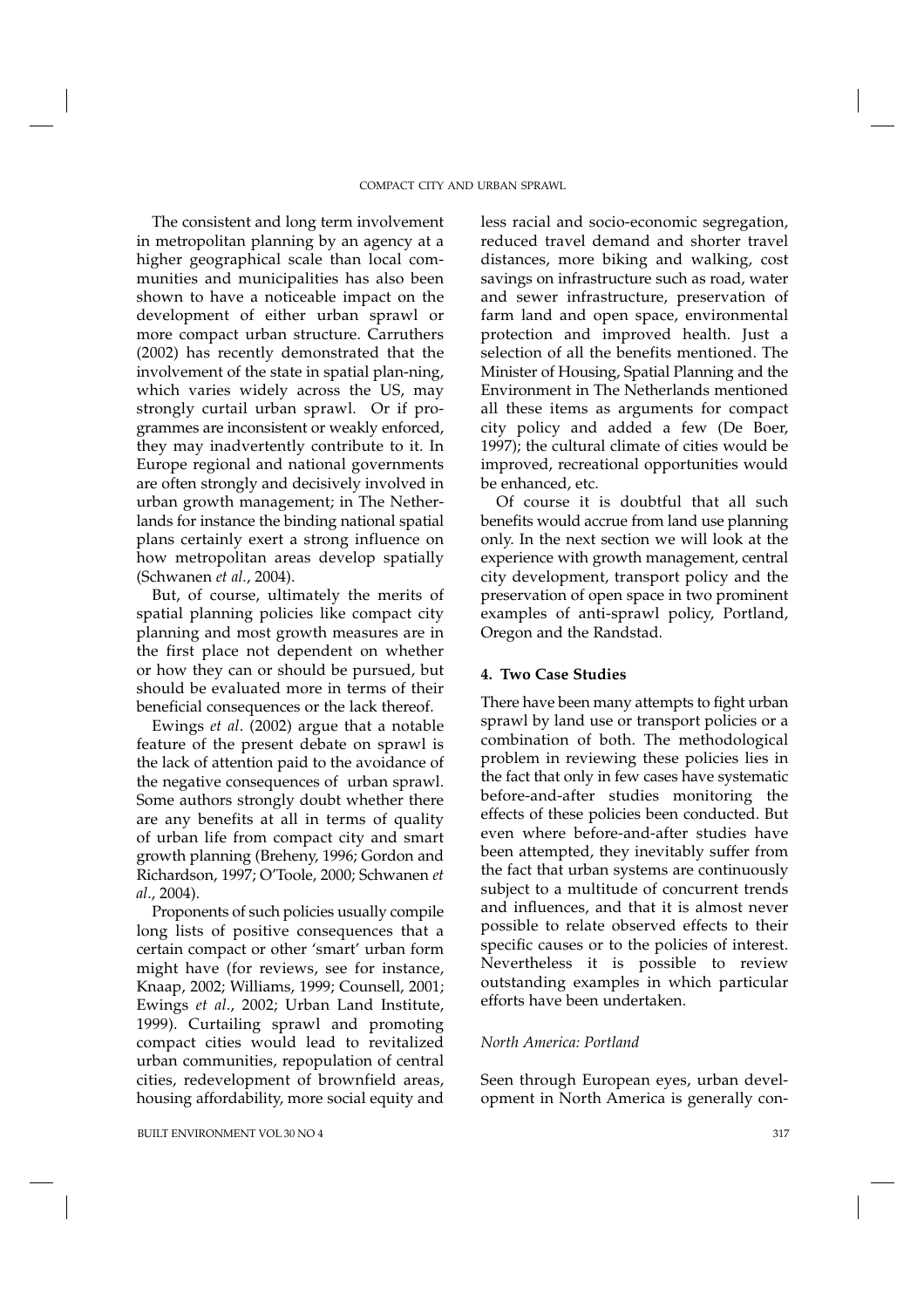The consistent and long term involvement in metropolitan planning by an agency at a higher geographical scale than local communities and municipalities has also been shown to have a noticeable impact on the development of either urban sprawl or more compact urban structure. Carruthers (2002) has recently demonstrated that the involvement of the state in spatial plan-ning, which varies widely across the US, may strongly curtail urban sprawl. Or if programmes are inconsistent or weakly enforced, they may inadvertently contribute to it. In Europe regional and national governments are often strongly and decisively involved in urban growth management; in The Netherlands for instance the binding national spatial plans certainly exert a strong influence on how metropolitan areas develop spatially (Schwanen *et al.*, 2004).

But, of course, ultimately the merits of spatial planning policies like compact city planning and most growth measures are in the first place not dependent on whether or how they can or should be pursued, but should be evaluated more in terms of their beneficial consequences or the lack thereof.

Ewings *et al*. (2002) argue that a notable feature of the present debate on sprawl is the lack of attention paid to the avoidance of the negative consequences of urban sprawl. Some authors strongly doubt whether there are any benefits at all in terms of quality of urban life from compact city and smart growth planning (Breheny, 1996; Gordon and Richardson, 1997; O'Toole, 2000; Schwanen *et al*., 2004).

Proponents of such policies usually compile long lists of positive consequences that a certain compact or other 'smart' urban form might have (for reviews, see for instance, Knaap, 2002; Williams, 1999; Counsell, 2001; Ewings *et al*., 2002; Urban Land Institute, 1999). Curtailing sprawl and promoting compact cities would lead to revitalized urban communities, repopulation of central cities, redevelopment of brownfield areas, housing affordability, more social equity and less racial and socio-economic segregation, reduced travel demand and shorter travel distances, more biking and walking, cost savings on infrastructure such as road, water and sewer infrastructure, preservation of farm land and open space, environmental protection and improved health. Just a selection of all the benefits mentioned. The Minister of Housing, Spatial Planning and the Environment in The Netherlands mentioned all these items as arguments for compact city policy and added a few (De Boer, 1997); the cultural climate of cities would be improved, recreational opportunities would be enhanced, etc.

Of course it is doubtful that all such benefits would accrue from land use planning only. In the next section we will look at the experience with growth management, central city development, transport policy and the preservation of open space in two prominent examples of anti-sprawl policy, Portland, Oregon and the Randstad.

## 4. Two Case Studies

There have been many attempts to fight urban sprawl by land use or transport policies or a combination of both. The methodological problem in reviewing these policies lies in the fact that only in few cases have systematic before-and-after studies monitoring the effects of these policies been conducted. But even where before-and-after studies have been attempted, they inevitably suffer from the fact that urban systems are continuously subject to a multitude of concurrent trends and influences, and that it is almost never possible to relate observed effects to their specific causes or to the policies of interest. Nevertheless it is possible to review outstanding examples in which particular efforts have been undertaken.

### *North America: Portland*

Seen through European eyes, urban development in North America is generally con-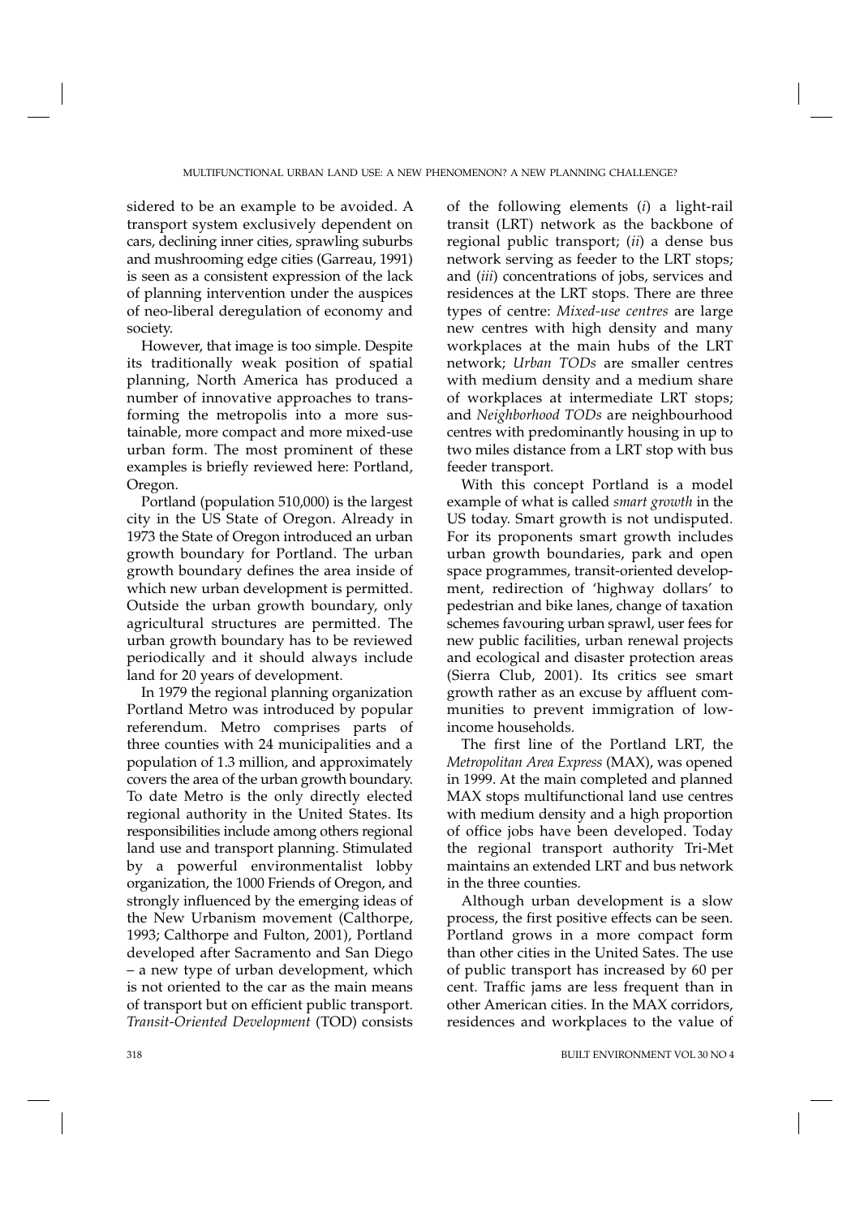sidered to be an example to be avoided. A transport system exclusively dependent on cars, declining inner cities, sprawling suburbs and mushrooming edge cities (Garreau, 1991) is seen as a consistent expression of the lack of planning intervention under the auspices of neo-liberal deregulation of economy and society.

However, that image is too simple. Despite its traditionally weak position of spatial planning, North America has produced a number of innovative approaches to transforming the metropolis into a more sustainable, more compact and more mixed-use urban form. The most prominent of these examples is briefly reviewed here: Portland, Oregon.

Portland (population 510,000) is the largest city in the US State of Oregon. Already in 1973 the State of Oregon introduced an urban growth boundary for Portland. The urban growth boundary defines the area inside of which new urban development is permitted. Outside the urban growth boundary, only agricultural structures are permitted. The urban growth boundary has to be reviewed periodically and it should always include land for 20 years of development.

In 1979 the regional planning organization Portland Metro was introduced by popular referendum. Metro comprises parts of three counties with 24 municipalities and a population of 1.3 million, and approximately covers the area of the urban growth boundary. To date Metro is the only directly elected regional authority in the United States. Its responsibilities include among others regional land use and transport planning. Stimulated by a powerful environmentalist lobby organization, the 1000 Friends of Oregon, and strongly influenced by the emerging ideas of the New Urbanism movement (Calthorpe, 1993; Calthorpe and Fulton, 2001), Portland developed after Sacramento and San Diego – a new type of urban development, which is not oriented to the car as the main means of transport but on efficient public transport. *Transit-Oriented Development* (TOD) consists of the following elements (*i*) a light-rail transit (LRT) network as the backbone of regional public transport; (*ii*) a dense bus network serving as feeder to the LRT stops; and (*iii*) concentrations of jobs, services and residences at the LRT stops. There are three types of centre: *Mixed-use centres* are large new centres with high density and many workplaces at the main hubs of the LRT network; *Urban TODs* are smaller centres with medium density and a medium share of workplaces at intermediate LRT stops; and *Neighborhood TODs* are neighbourhood centres with predominantly housing in up to two miles distance from a LRT stop with bus feeder transport.

With this concept Portland is a model example of what is called *smart growth* in the US today. Smart growth is not undisputed. For its proponents smart growth includes urban growth boundaries, park and open space programmes, transit-oriented development, redirection of 'highway dollars' to pedestrian and bike lanes, change of taxation schemes favouring urban sprawl, user fees for new public facilities, urban renewal projects and ecological and disaster protection areas (Sierra Club, 2001). Its critics see smart growth rather as an excuse by affluent communities to prevent immigration of low-income households.

The first line of the Portland LRT, the *Metropolitan Area Express* (MAX), was opened in 1999. At the main completed and planned MAX stops multifunctional land use centres with medium density and a high proportion of office jobs have been developed. Today the regional transport authority Tri-Met maintains an extended LRT and bus network in the three counties.

Although urban development is a slow process, the first positive effects can be seen. Portland grows in a more compact form than other cities in the United Sates. The use of public transport has increased by 60 per cent. Traffic jams are less frequent than in other American cities. In the MAX corridors, residences and workplaces to the value of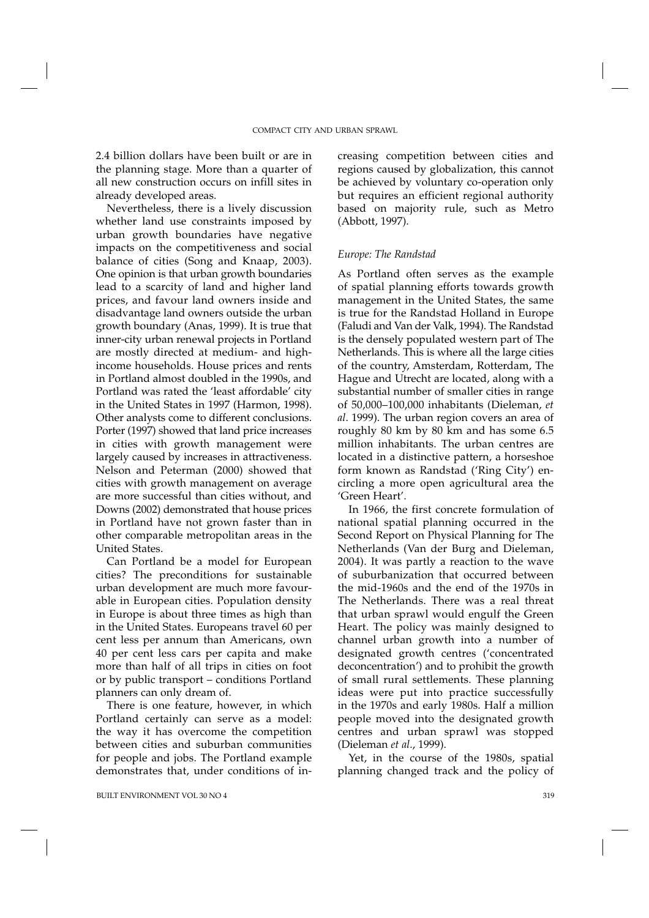2.4 billion dollars have been built or are in the planning stage. More than a quarter of all new construction occurs on infill sites in already developed areas.

Nevertheless, there is a lively discussion whether land use constraints imposed by urban growth boundaries have negative impacts on the competitiveness and social balance of cities (Song and Knaap, 2003). One opinion is that urban growth boundaries lead to a scarcity of land and higher land prices, and favour land owners inside and disadvantage land owners outside the urban growth boundary (Anas, 1999). It is true that inner-city urban renewal projects in Portland are mostly directed at medium- and high-income households. House prices and rents in Portland almost doubled in the 1990s, and Portland was rated the 'least affordable' city in the United States in 1997 (Harmon, 1998). Other analysts come to different conclusions. Porter (1997) showed that land price increases in cities with growth management were largely caused by increases in attractiveness. Nelson and Peterman (2000) showed that cities with growth management on average are more successful than cities without, and Downs (2002) demonstrated that house prices in Portland have not grown faster than in other comparable metropolitan areas in the United States.

Can Portland be a model for European cities? The preconditions for sustainable urban development are much more favourable in European cities. Population density in Europe is about three times as high than in the United States. Europeans travel 60 per cent less per annum than Americans, own 40 per cent less cars per capita and make more than half of all trips in cities on foot or by public transport – conditions Portland planners can only dream of.

There is one feature, however, in which Portland certainly can serve as a model: the way it has overcome the competition between cities and suburban communities for people and jobs. The Portland example demonstrates that, under conditions of increasing competition between cities and regions caused by globalization, this cannot be achieved by voluntary co-operation only but requires an efficient regional authority based on majority rule, such as Metro (Abbott, 1997).

### *Europe: The Randstad*

As Portland often serves as the example of spatial planning efforts towards growth management in the United States, the same is true for the Randstad Holland in Europe (Faludi and Van der Valk, 1994). The Randstad is the densely populated western part of The Netherlands. This is where all the large cities of the country, Amsterdam, Rotterdam, The Hague and Utrecht are located, along with a substantial number of smaller cities in range of 50,000–100,000 inhabitants (Dieleman, *et al*. 1999). The urban region covers an area of roughly 80 km by 80 km and has some 6.5 million inhabitants. The urban centres are located in a distinctive pattern, a horseshoe form known as Randstad ('Ring City') encircling a more open agricultural area the 'Green Heart'.

In 1966, the first concrete formulation of national spatial planning occurred in the Second Report on Physical Planning for The Netherlands (Van der Burg and Dieleman, 2004). It was partly a reaction to the wave of suburbanization that occurred between the mid-1960s and the end of the 1970s in The Netherlands. There was a real threat that urban sprawl would engulf the Green Heart. The policy was mainly designed to channel urban growth into a number of designated growth centres ('concentrated deconcentration') and to prohibit the growth of small rural settlements. These planning ideas were put into practice successfully in the 1970s and early 1980s. Half a million people moved into the designated growth centres and urban sprawl was stopped (Dieleman *et al*., 1999).

Yet, in the course of the 1980s, spatial planning changed track and the policy of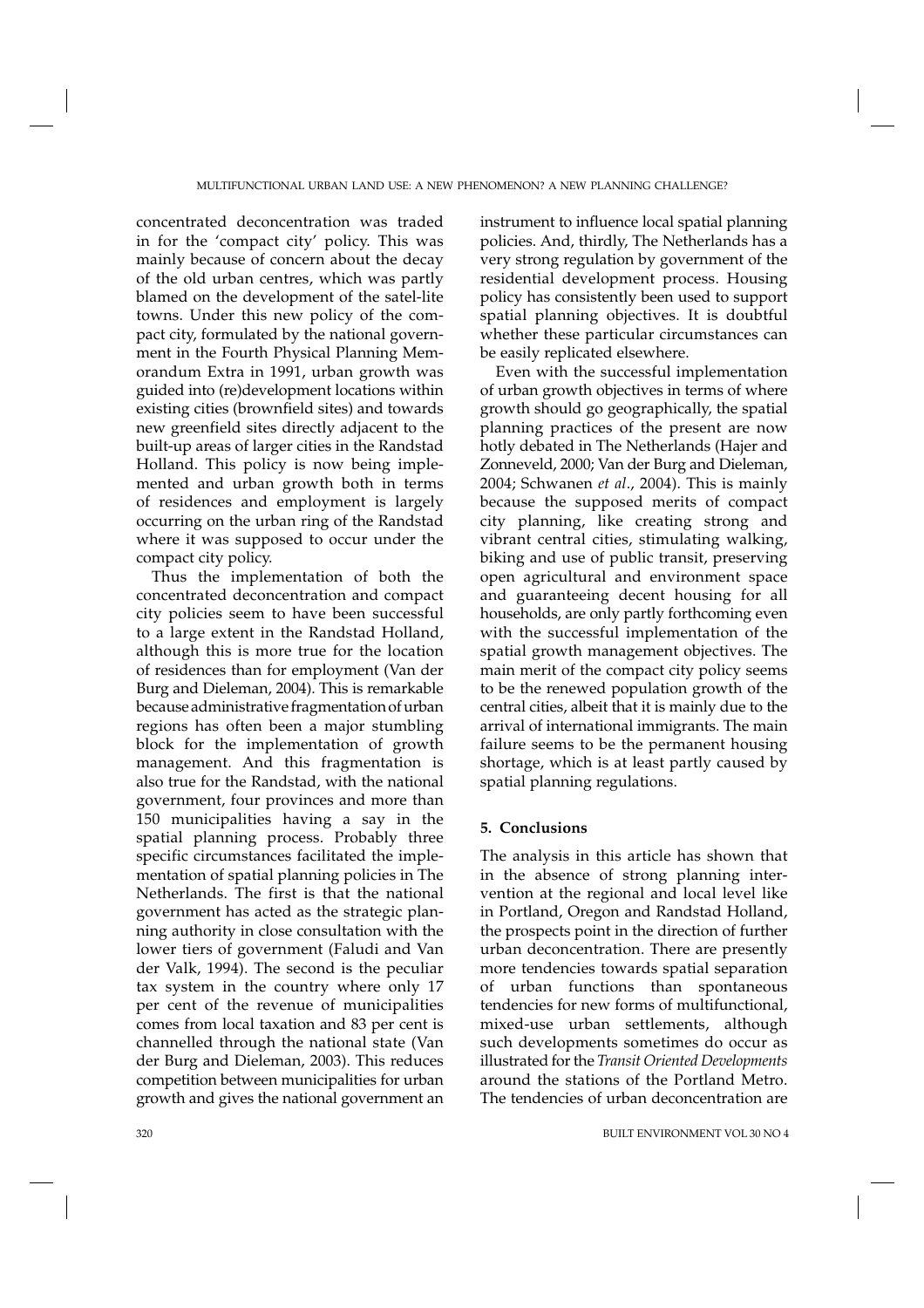concentrated deconcentration was traded in for the 'compact city' policy. This was mainly because of concern about the decay of the old urban centres, which was partly blamed on the development of the satel-lite towns. Under this new policy of the compact city, formulated by the national government in the Fourth Physical Planning Memorandum Extra in 1991, urban growth was guided into (re)development locations within existing cities (brownfield sites) and towards new greenfield sites directly adjacent to the built-up areas of larger cities in the Randstad Holland. This policy is now being implemented and urban growth both in terms of residences and employment is largely occurring on the urban ring of the Randstad where it was supposed to occur under the compact city policy.

Thus the implementation of both the concentrated deconcentration and compact city policies seem to have been successful to a large extent in the Randstad Holland, although this is more true for the location of residences than for employment (Van der Burg and Dieleman, 2004). This is remarkable because administrative fragmentation of urban regions has often been a major stumbling block for the implementation of growth management. And this fragmentation is also true for the Randstad, with the national government, four provinces and more than 150 municipalities having a say in the spatial planning process. Probably three specific circumstances facilitated the implementation of spatial planning policies in The Netherlands. The first is that the national government has acted as the strategic planning authority in close consultation with the lower tiers of government (Faludi and Van der Valk, 1994). The second is the peculiar tax system in the country where only 17 per cent of the revenue of municipalities comes from local taxation and 83 per cent is channelled through the national state (Van der Burg and Dieleman, 2003). This reduces competition between municipalities for urban growth and gives the national government an instrument to influence local spatial planning policies. And, thirdly, The Netherlands has a very strong regulation by government of the residential development process. Housing policy has consistently been used to support spatial planning objectives. It is doubtful whether these particular circumstances can be easily replicated elsewhere.

Even with the successful implementation of urban growth objectives in terms of where growth should go geographically, the spatial planning practices of the present are now hotly debated in The Netherlands (Hajer and Zonneveld, 2000; Van der Burg and Dieleman, 2004; Schwanen *et al*., 2004). This is mainly because the supposed merits of compact city planning, like creating strong and vibrant central cities, stimulating walking, biking and use of public transit, preserving open agricultural and environment space and guaranteeing decent housing for all households, are only partly forthcoming even with the successful implementation of the spatial growth management objectives. The main merit of the compact city policy seems to be the renewed population growth of the central cities, albeit that it is mainly due to the arrival of international immigrants. The main failure seems to be the permanent housing shortage, which is at least partly caused by spatial planning regulations.

## 5. Conclusions

The analysis in this article has shown that in the absence of strong planning intervention at the regional and local level like in Portland, Oregon and Randstad Holland, the prospects point in the direction of further urban deconcentration. There are presently more tendencies towards spatial separation of urban functions than spontaneous tendencies for new forms of multifunctional, mixed-use urban settlements, although such developments sometimes do occur as illustrated for the *Transit Oriented Developments* around the stations of the Portland Metro. The tendencies of urban deconcentration are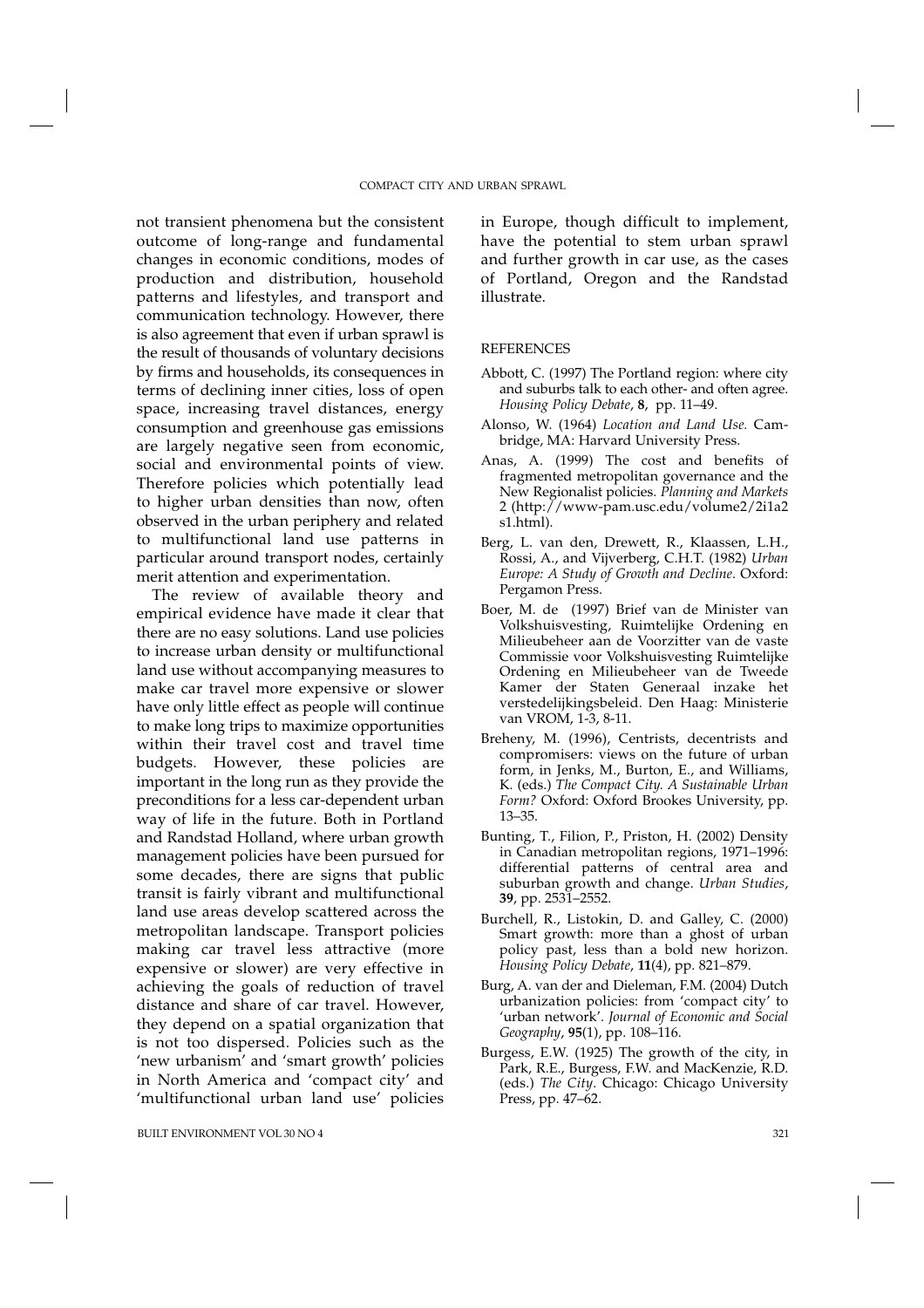not transient phenomena but the consistent outcome of long-range and fundamental changes in economic conditions, modes of production and distribution, household patterns and lifestyles, and transport and communication technology. However, there is also agreement that even if urban sprawl is the result of thousands of voluntary decisions by firms and households, its consequences in terms of declining inner cities, loss of open space, increasing travel distances, energy consumption and greenhouse gas emissions are largely negative seen from economic, social and environmental points of view. Therefore policies which potentially lead to higher urban densities than now, often observed in the urban periphery and related to multifunctional land use patterns in particular around transport nodes, certainly merit attention and experimentation.

The review of available theory and empirical evidence have made it clear that there are no easy solutions. Land use policies to increase urban density or multifunctional land use without accompanying measures to make car travel more expensive or slower have only little effect as people will continue to make long trips to maximize opportunities within their travel cost and travel time budgets. However, these policies are important in the long run as they provide the preconditions for a less car-dependent urban way of life in the future. Both in Portland and Randstad Holland, where urban growth management policies have been pursued for some decades, there are signs that public transit is fairly vibrant and multifunctional land use areas develop scattered across the metropolitan landscape. Transport policies making car travel less attractive (more expensive or slower) are very effective in achieving the goals of reduction of travel distance and share of car travel. However, they depend on a spatial organization that is not too dispersed. Policies such as the 'new urbanism' and 'smart growth' policies in North America and 'compact city' and 'multifunctional urban land use' policies in Europe, though difficult to implement, have the potential to stem urban sprawl and further growth in car use, as the cases of Portland, Oregon and the Randstad illustrate.

## REFERENCES

Abbott, C. (1997) The Portland region: where city and suburbs talk to each other- and often agree. *Housing Policy Debate*, **8**, pp. 11–49.

Alonso, W. (1964) *Location and Land Use.* Cambridge, MA: Harvard University Press.

Anas, A. (1999) The cost and benefits of fragmented metropolitan governance and the New Regionalist policies. *Planning and Markets* 2 (http://www-pam.usc.edu/volume2/2i1a2s1.html).

Berg, L. van den, Drewett, R., Klaassen, L.H., Rossi, A., and Vijverberg, C.H.T. (1982) *Urban Europe: A Study of Growth and Decline*. Oxford: Pergamon Press.

Boer, M. de (1997) Brief van de Minister van Volkshuisvesting, Ruimtelijke Ordening en Milieubeheer aan de Voorzitter van de vaste Commissie voor Volkshuisvesting Ruimtelijke Ordening en Milieubeheer van de Tweede Kamer der Staten Generaal inzake het verstedelijkingsbeleid. Den Haag: Ministerie van VROM, 1-3, 8-11.

Breheny, M. (1996), Centrists, decentrists and compromisers: views on the future of urban form, in Jenks, M., Burton, E., and Williams, K. (eds.) *The Compact City. A Sustainable Urban Form?* Oxford: Oxford Brookes University, pp. 13–35.

Bunting, T., Filion, P., Priston, H. (2002) Density in Canadian metropolitan regions, 1971–1996: differential patterns of central area and suburban growth and change. *Urban Studies*, **39**, pp. 2531–2552.

Burchell, R., Listokin, D. and Galley, C. (2000) Smart growth: more than a ghost of urban policy past, less than a bold new horizon. *Housing Policy Debate*, **11**(4), pp. 821–879.

Burg, A. van der and Dieleman, F.M. (2004) Dutch urbanization policies: from 'compact city' to 'urban network'. *Journal of Economic and Social Geography*, **95**(1), pp. 108–116.

Burgess, E.W. (1925) The growth of the city, in Park, R.E., Burgess, F.W. and MacKenzie, R.D. (eds.) *The City*. Chicago: Chicago University Press, pp. 47–62.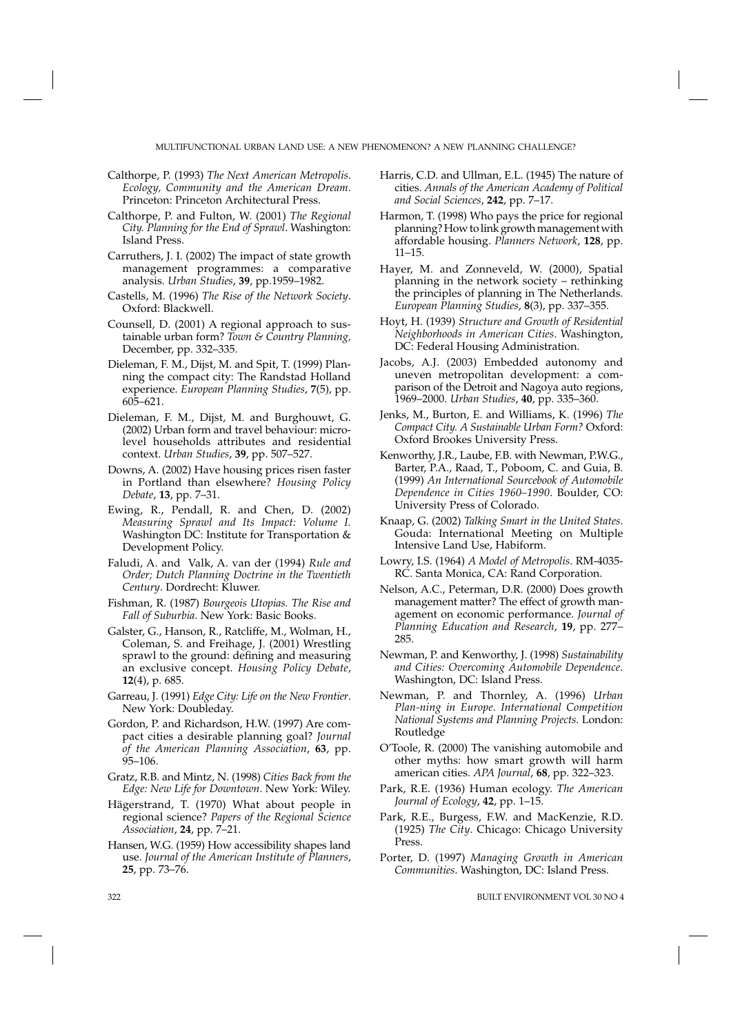Calthorpe, P. (1993) *The Next American Metropolis. Ecology, Community and the American Dream*. Princeton: Princeton Architectural Press.

Calthorpe, P. and Fulton, W. (2001) *The Regional City. Planning for the End of Sprawl*. Washington: Island Press.

Carruthers, J. I. (2002) The impact of state growth management programmes: a comparative analysis. *Urban Studies*, **39**, pp.1959–1982.

Castells, M. (1996) *The Rise of the Network Society*. Oxford: Blackwell.

Counsell, D. (2001) A regional approach to sustainable urban form? *Town & Country Planning,* December, pp. 332–335.

Dieleman, F. M., Dijst, M. and Spit, T. (1999) Planning the compact city: The Randstad Holland experience. *European Planning Studies*, **7**(5), pp. 605–621.

Dieleman, F. M., Dijst, M. and Burghouwt, G. (2002) Urban form and travel behaviour: micro-level households attributes and residential context. *Urban Studies*, **39**, pp. 507–527.

Downs, A. (2002) Have housing prices risen faster in Portland than elsewhere? *Housing Policy Debate*, **13**, pp. 7–31.

Ewing, R., Pendall, R. and Chen, D. (2002) *Measuring Sprawl and Its Impact: Volume I.* Washington DC: Institute for Transportation & Development Policy.

Faludi, A. and Valk, A. van der (1994) *Rule and Order; Dutch Planning Doctrine in the Twentieth Century*. Dordrecht: Kluwer.

Fishman, R. (1987) *Bourgeois Utopias. The Rise and Fall of Suburbia.* New York: Basic Books.

Galster, G., Hanson, R., Ratcliffe, M., Wolman, H., Coleman, S. and Freihage, J. (2001) Wrestling sprawl to the ground: defining and measuring an exclusive concept. *Housing Policy Debate*, **12**(4), p. 685.

Garreau, J. (1991) *Edge City: Life on the New Frontier*. New York: Doubleday.

Gordon, P. and Richardson, H.W. (1997) Are compact cities a desirable planning goal? *Journal of the American Planning Association*, **63**, pp. 95–106.

Gratz, R.B. and Mintz, N. (1998) *Cities Back from the Edge: New Life for Downtown*. New York: Wiley.

Hägerstrand, T. (1970) What about people in regional science? *Papers of the Regional Science Association*, **24**, pp. 7–21.

Hansen, W.G. (1959) How accessibility shapes land use. *Journal of the American Institute of Planners*, **25**, pp. 73–76.

Harris, C.D. and Ullman, E.L. (1945) The nature of cities. *Annals of the American Academy of Political and Social Sciences*, **242**, pp. 7–17.

Harmon, T. (1998) Who pays the price for regional planning? How to link growth management with affordable housing. *Planners Network*, **128**, pp. 11–15.

Hayer, M. and Zonneveld, W. (2000), Spatial planning in the network society – rethinking the principles of planning in The Netherlands. *European Planning Studies*, **8**(3), pp. 337–355.

Hoyt, H. (1939) *Structure and Growth of Residential Neighborhoods in American Cities*. Washington, DC: Federal Housing Administration.

Jacobs, A.J. (2003) Embedded autonomy and uneven metropolitan development: a comparison of the Detroit and Nagoya auto regions, 1969–2000. *Urban Studies*, **40**, pp. 335–360.

Jenks, M., Burton, E. and Williams, K. (1996) *The Compact City. A Sustainable Urban Form?* Oxford: Oxford Brookes University Press.

Kenworthy, J.R., Laube, F.B. with Newman, P.W.G., Barter, P.A., Raad, T., Poboom, C. and Guia, B. (1999) *An International Sourcebook of Automobile Dependence in Cities 1960–1990*. Boulder, CO: University Press of Colorado.

Knaap, G. (2002) *Talking Smart in the United States.* Gouda: International Meeting on Multiple Intensive Land Use, Habiform.

Lowry, I.S. (1964) *A Model of Metropolis*. RM-4035-RC. Santa Monica, CA: Rand Corporation.

Nelson, A.C., Peterman, D.R. (2000) Does growth management matter? The effect of growth management on economic performance. *Journal of Planning Education and Research*, **19**, pp. 277–285.

Newman, P. and Kenworthy, J. (1998) *Sustainability and Cities: Overcoming Automobile Dependence.* Washington, DC: Island Press.

Newman, P. and Thornley, A. (1996) *Urban Plan-ning in Europe. International Competition National Systems and Planning Projects.* London: Routledge

O'Toole, R. (2000) The vanishing automobile and other myths: how smart growth will harm american cities. *APA Journal*, **68**, pp. 322–323.

Park, R.E. (1936) Human ecology. *The American Journal of Ecology*, **42**, pp. 1–15.

Park, R.E., Burgess, F.W. and MacKenzie, R.D. (1925) *The City.* Chicago: Chicago University Press.

Porter, D. (1997) *Managing Growth in American Communities*. Washington, DC: Island Press.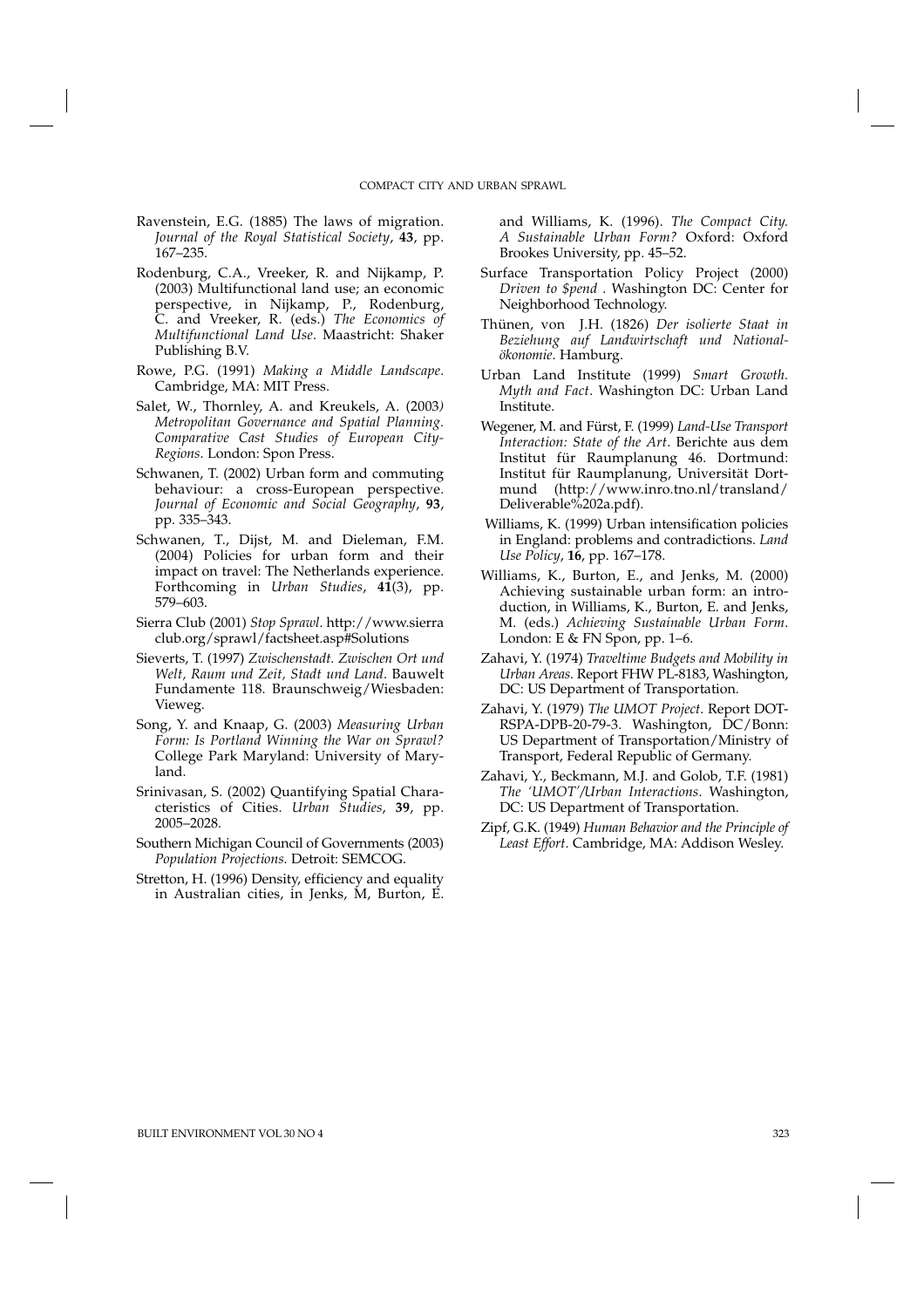Ravenstein, E.G. (1885) The laws of migration. *Journal of the Royal Statistical Society*, **43**, pp. 167–235.

Rodenburg, C.A., Vreeker, R. and Nijkamp, P. (2003) Multifunctional land use; an economic perspective, in Nijkamp, P., Rodenburg, C. and Vreeker, R. (eds.) *The Economics of Multifunctional Land Use*. Maastricht: Shaker Publishing B.V.

Rowe, P.G. (1991) *Making a Middle Landscape*. Cambridge, MA: MIT Press.

Salet, W., Thornley, A. and Kreukels, A. (2003) *Metropolitan Governance and Spatial Planning. Comparative Cast Studies of European City-Regions*. London: Spon Press.

Schwanen, T. (2002) Urban form and commuting behaviour: a cross-European perspective. *Journal of Economic and Social Geography*, **93**, pp. 335–343.

Schwanen, T., Dijst, M. and Dieleman, F.M. (2004) Policies for urban form and their impact on travel: The Netherlands experience. Forthcoming in *Urban Studies*, **41**(3), pp. 579–603.

Sierra Club (2001) *Stop Sprawl*. http://www.sierraclub.org/sprawl/factsheet.asp#Solutions

Sieverts, T. (1997) *Zwischenstadt. Zwischen Ort und Welt, Raum und Zeit, Stadt und Land*. Bauwelt Fundamente 118. Braunschweig/Wiesbaden: Vieweg.

Song, Y. and Knaap, G. (2003) *Measuring Urban Form: Is Portland Winning the War on Sprawl?* College Park Maryland: University of Maryland.

Srinivasan, S. (2002) Quantifying Spatial Characteristics of Cities. *Urban Studies*, **39**, pp. 2005–2028.

Southern Michigan Council of Governments (2003) *Population Projections*. Detroit: SEMCOG.

Stretton, H. (1996) Density, efficiency and equality in Australian cities, in Jenks, M, Burton, E. and Williams, K. (1996). *The Compact City. A Sustainable Urban Form?* Oxford: Oxford Brookes University, pp. 45–52.

Surface Transportation Policy Project (2000) *Driven to $pend* . Washington DC: Center for Neighborhood Technology.

Thünen, von J.H. (1826) *Der isolierte Staat in Beziehung auf Landwirtschaft und Nationalökonomie*. Hamburg.

Urban Land Institute (1999) *Smart Growth. Myth and Fact*. Washington DC: Urban Land Institute.

Wegener, M. and Fürst, F. (1999) *Land-Use Transport Interaction: State of the Art*. Berichte aus dem Institut für Raumplanung 46. Dortmund: Institut für Raumplanung, Universität Dortmund (http://www.inro.tno.nl/transland/Deliverable%202a.pdf).

Williams, K. (1999) Urban intensification policies in England: problems and contradictions. *Land Use Policy*, **16**, pp. 167–178.

Williams, K., Burton, E., and Jenks, M. (2000) Achieving sustainable urban form: an introduction, in Williams, K., Burton, E. and Jenks, M. (eds.) *Achieving Sustainable Urban Form*. London: E & FN Spon, pp. 1–6.

Zahavi, Y. (1974) *Traveltime Budgets and Mobility in Urban Areas*. Report FHW PL-8183, Washington, DC: US Department of Transportation.

Zahavi, Y. (1979) *The UMOT Project*. Report DOT-RSPA-DPB-20-79-3. Washington, DC/Bonn: US Department of Transportation/Ministry of Transport, Federal Republic of Germany.

Zahavi, Y., Beckmann, M.J. and Golob, T.F. (1981) *The 'UMOT'/Urban Interactions*. Washington, DC: US Department of Transportation.

Zipf, G.K. (1949) *Human Behavior and the Principle of Least Effort*. Cambridge, MA: Addison Wesley.